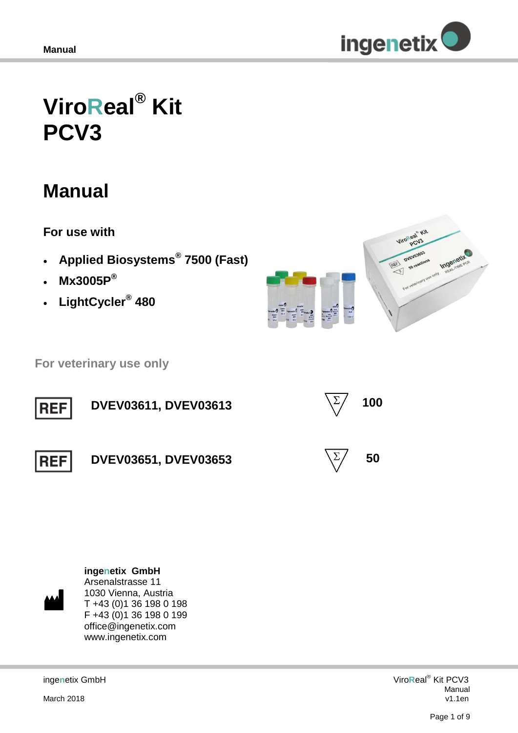# ViroReal® Kit PCV3

## Manual

### For use with

- **Applied Biosystems® 7500 (Fast)**
- **Mx3005P®**
- **LightCycler® 480**

**For veterinary use only**

| REF | | Σ | |
|---|---|---|---|
| REF | **DVEV03611, DVEV03613** | Σ | **100** |
| REF | **DVEV03651, DVEV03653** | Σ | **50** |

**ingenetix GmbH**
Arsenalstrasse 11
1030 Vienna, Austria
T +43 (0)1 36 198 0 198
F +43 (0)1 36 198 0 199
office@ingenetix.com
www.ingenetix.com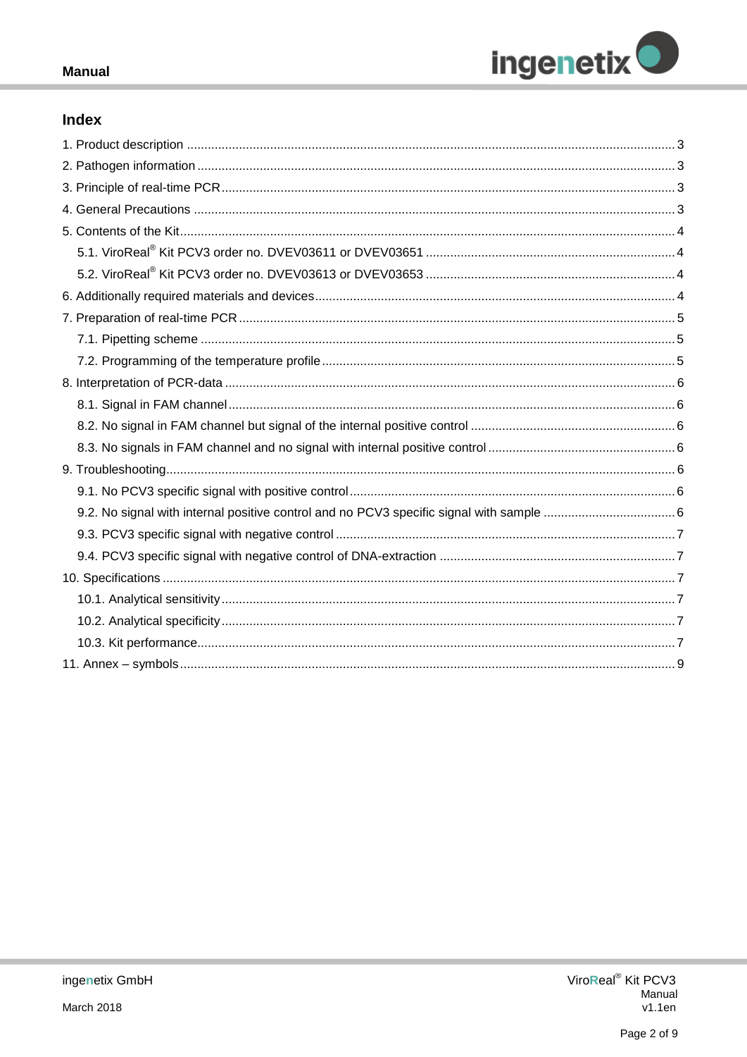## Index

1. Product description ... 3
2. Pathogen information ... 3
3. Principle of real-time PCR ... 3
4. General Precautions ... 3
5. Contents of the Kit ... 4
   - 5.1. ViroReal® Kit PCV3 order no. DVEV03611 or DVEV03651 ... 4
   - 5.2. ViroReal® Kit PCV3 order no. DVEV03613 or DVEV03653 ... 4
6. Additionally required materials and devices ... 4
7. Preparation of real-time PCR ... 5
   - 7.1. Pipetting scheme ... 5
   - 7.2. Programming of the temperature profile ... 5
8. Interpretation of PCR-data ... 6
   - 8.1. Signal in FAM channel ... 6
   - 8.2. No signal in FAM channel but signal of the internal positive control ... 6
   - 8.3. No signals in FAM channel and no signal with internal positive control ... 6
9. Troubleshooting ... 6
   - 9.1. No PCV3 specific signal with positive control ... 6
   - 9.2. No signal with internal positive control and no PCV3 specific signal with sample ... 6
   - 9.3. PCV3 specific signal with negative control ... 7
   - 9.4. PCV3 specific signal with negative control of DNA-extraction ... 7
10. Specifications ... 7
    - 10.1. Analytical sensitivity ... 7
    - 10.2. Analytical specificity ... 7
    - 10.3. Kit performance ... 7
11. Annex – symbols ... 9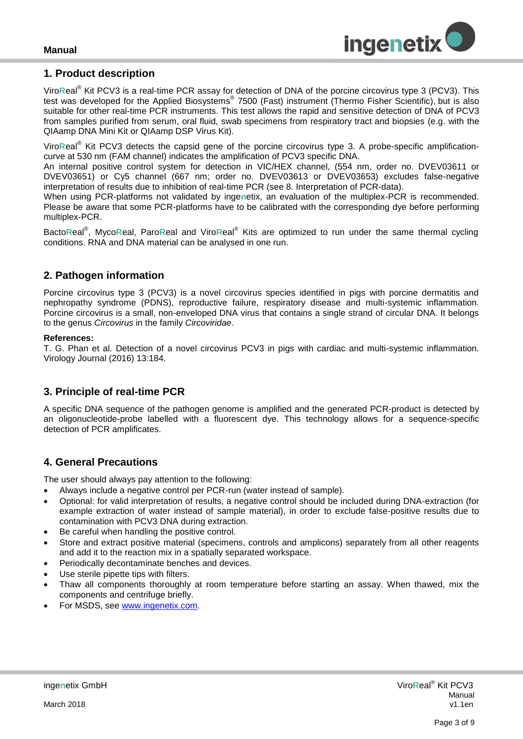## 1. Product description

ViroReal® Kit PCV3 is a real-time PCR assay for detection of DNA of the porcine circovirus type 3 (PCV3). This test was developed for the Applied Biosystems® 7500 (Fast) instrument (Thermo Fisher Scientific), but is also suitable for other real-time PCR instruments. This test allows the rapid and sensitive detection of DNA of PCV3 from samples purified from serum, oral fluid, swab specimens from respiratory tract and biopsies (e.g. with the QIAamp DNA Mini Kit or QIAamp DSP Virus Kit).

ViroReal® Kit PCV3 detects the capsid gene of the porcine circovirus type 3. A probe-specific amplification-curve at 530 nm (FAM channel) indicates the amplification of PCV3 specific DNA.
An internal positive control system for detection in VIC/HEX channel, (554 nm, order no. DVEV03611 or DVEV03651) or Cy5 channel (667 nm; order no. DVEV03613 or DVEV03653) excludes false-negative interpretation of results due to inhibition of real-time PCR (see 8. Interpretation of PCR-data).
When using PCR-platforms not validated by ingenetix, an evaluation of the multiplex-PCR is recommended. Please be aware that some PCR-platforms have to be calibrated with the corresponding dye before performing multiplex-PCR.

BactoReal®, MycoReal, ParoReal and ViroReal® Kits are optimized to run under the same thermal cycling conditions. RNA and DNA material can be analysed in one run.

## 2. Pathogen information

Porcine circovirus type 3 (PCV3) is a novel circovirus species identified in pigs with porcine dermatitis and nephropathy syndrome (PDNS), reproductive failure, respiratory disease and multi-systemic inflammation. Porcine circovirus is a small, non-enveloped DNA virus that contains a single strand of circular DNA. It belongs to the genus *Circovirus* in the family *Circoviridae*.

**References:**
T. G. Phan et al. Detection of a novel circovirus PCV3 in pigs with cardiac and multi-systemic inflammation. Virology Journal (2016) 13:184.

## 3. Principle of real-time PCR

A specific DNA sequence of the pathogen genome is amplified and the generated PCR-product is detected by an oligonucleotide-probe labelled with a fluorescent dye. This technology allows for a sequence-specific detection of PCR amplificates.

## 4. General Precautions

The user should always pay attention to the following:

- Always include a negative control per PCR-run (water instead of sample).
- Optional: for valid interpretation of results, a negative control should be included during DNA-extraction (for example extraction of water instead of sample material), in order to exclude false-positive results due to contamination with PCV3 DNA during extraction.
- Be careful when handling the positive control.
- Store and extract positive material (specimens, controls and amplicons) separately from all other reagents and add it to the reaction mix in a spatially separated workspace.
- Periodically decontaminate benches and devices.
- Use sterile pipette tips with filters.
- Thaw all components thoroughly at room temperature before starting an assay. When thawed, mix the components and centrifuge briefly.
- For MSDS, see www.ingenetix.com.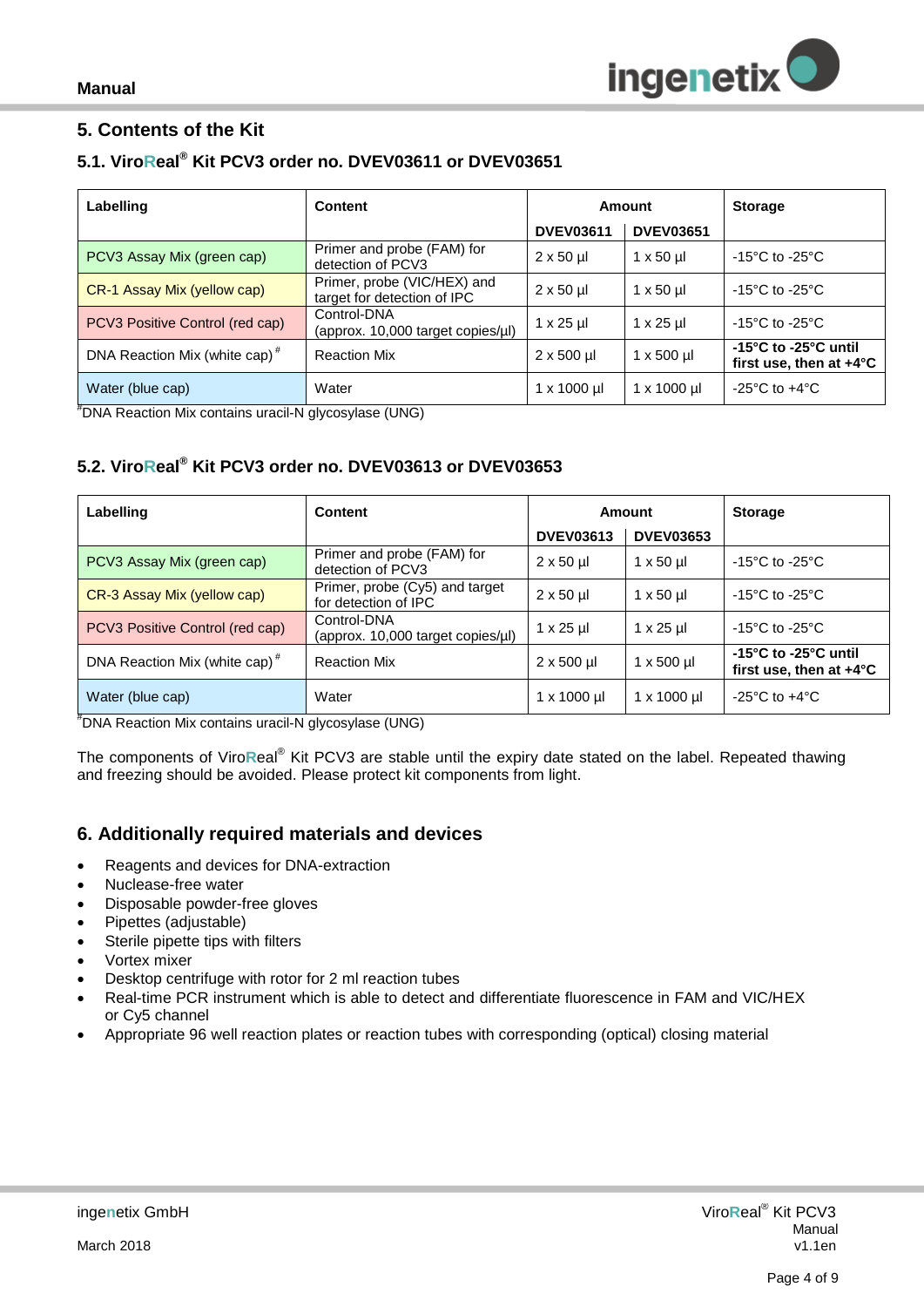## 5. Contents of the Kit

### 5.1. ViroReal® Kit PCV3 order no. DVEV03611 or DVEV03651

| Labelling | Content | Amount | | Storage |
|---|---|---|---|---|
| | | DVEV03611 | DVEV03651 | |
| PCV3 Assay Mix (green cap) | Primer and probe (FAM) for detection of PCV3 | 2 x 50 µl | 1 x 50 µl | -15°C to -25°C |
| CR-1 Assay Mix (yellow cap) | Primer, probe (VIC/HEX) and target for detection of IPC | 2 x 50 µl | 1 x 50 µl | -15°C to -25°C |
| PCV3 Positive Control (red cap) | Control-DNA (approx. 10,000 target copies/µl) | 1 x 25 µl | 1 x 25 µl | -15°C to -25°C |
| DNA Reaction Mix (white cap) # | Reaction Mix | 2 x 500 µl | 1 x 500 µl | **-15°C to -25°C until first use, then at +4°C** |
| Water (blue cap) | Water | 1 x 1000 µl | 1 x 1000 µl | -25°C to +4°C |

#DNA Reaction Mix contains uracil-N glycosylase (UNG)

### 5.2. ViroReal® Kit PCV3 order no. DVEV03613 or DVEV03653

| Labelling | Content | Amount | | Storage |
|---|---|---|---|---|
| | | DVEV03613 | DVEV03653 | |
| PCV3 Assay Mix (green cap) | Primer and probe (FAM) for detection of PCV3 | 2 x 50 µl | 1 x 50 µl | -15°C to -25°C |
| CR-3 Assay Mix (yellow cap) | Primer, probe (Cy5) and target for detection of IPC | 2 x 50 µl | 1 x 50 µl | -15°C to -25°C |
| PCV3 Positive Control (red cap) | Control-DNA (approx. 10,000 target copies/µl) | 1 x 25 µl | 1 x 25 µl | -15°C to -25°C |
| DNA Reaction Mix (white cap) # | Reaction Mix | 2 x 500 µl | 1 x 500 µl | **-15°C to -25°C until first use, then at +4°C** |
| Water (blue cap) | Water | 1 x 1000 µl | 1 x 1000 µl | -25°C to +4°C |

#DNA Reaction Mix contains uracil-N glycosylase (UNG)

The components of ViroReal® Kit PCV3 are stable until the expiry date stated on the label. Repeated thawing and freezing should be avoided. Please protect kit components from light.

## 6. Additionally required materials and devices

- Reagents and devices for DNA-extraction
- Nuclease-free water
- Disposable powder-free gloves
- Pipettes (adjustable)
- Sterile pipette tips with filters
- Vortex mixer
- Desktop centrifuge with rotor for 2 ml reaction tubes
- Real-time PCR instrument which is able to detect and differentiate fluorescence in FAM and VIC/HEX or Cy5 channel
- Appropriate 96 well reaction plates or reaction tubes with corresponding (optical) closing material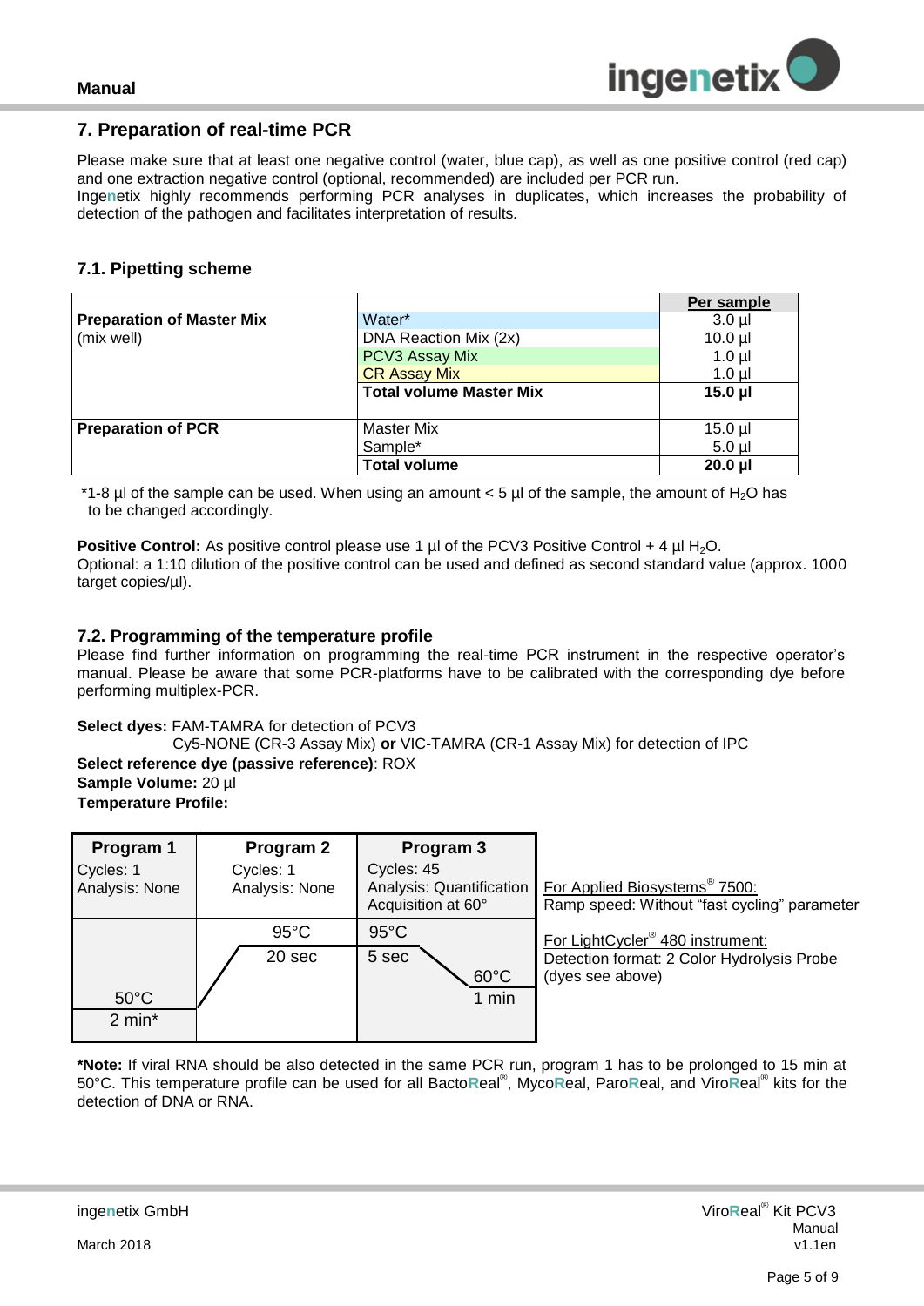## 7. Preparation of real-time PCR

Please make sure that at least one negative control (water, blue cap), as well as one positive control (red cap) and one extraction negative control (optional, recommended) are included per PCR run.
Ingenetix highly recommends performing PCR analyses in duplicates, which increases the probability of detection of the pathogen and facilitates interpretation of results.

### 7.1. Pipetting scheme

| | | Per sample |
|---|---|---|
| **Preparation of Master Mix** (mix well) | Water* | 3.0 µl |
| | DNA Reaction Mix (2x) | 10.0 µl |
| | PCV3 Assay Mix | 1.0 µl |
| | CR Assay Mix | 1.0 µl |
| | **Total volume Master Mix** | **15.0 µl** |
| **Preparation of PCR** | Master Mix | 15.0 µl |
| | Sample* | 5.0 µl |
| | **Total volume** | **20.0 µl** |

*1-8 µl of the sample can be used. When using an amount < 5 µl of the sample, the amount of $H_2O$ has to be changed accordingly.

**Positive Control:** As positive control please use 1 µl of the PCV3 Positive Control + 4 µl $H_2O$.
Optional: a 1:10 dilution of the positive control can be used and defined as second standard value (approx. 1000 target copies/µl).

### 7.2. Programming of the temperature profile

Please find further information on programming the real-time PCR instrument in the respective operator's manual. Please be aware that some PCR-platforms have to be calibrated with the corresponding dye before performing multiplex-PCR.

**Select dyes:** FAM-TAMRA for detection of PCV3
Cy5-NONE (CR-3 Assay Mix) **or** VIC-TAMRA (CR-1 Assay Mix) for detection of IPC
**Select reference dye (passive reference)**: ROX
**Sample Volume:** 20 µl
**Temperature Profile:**

| Program 1 | Program 2 | Program 3 |
|---|---|---|
| Cycles: 1<br>Analysis: None | Cycles: 1<br>Analysis: None | Cycles: 45<br>Analysis: Quantification<br>Acquisition at 60° |
| 50°C<br>2 min* | 95°C<br>20 sec | 95°C 5 sec<br>60°C 1 min |

For Applied Biosystems® 7500:
Ramp speed: Without "fast cycling" parameter

For LightCycler® 480 instrument:
Detection format: 2 Color Hydrolysis Probe (dyes see above)

***Note:** If viral RNA should be also detected in the same PCR run, program 1 has to be prolonged to 15 min at 50°C. This temperature profile can be used for all BactoReal®, MycoReal, ParoReal, and ViroReal® kits for the detection of DNA or RNA.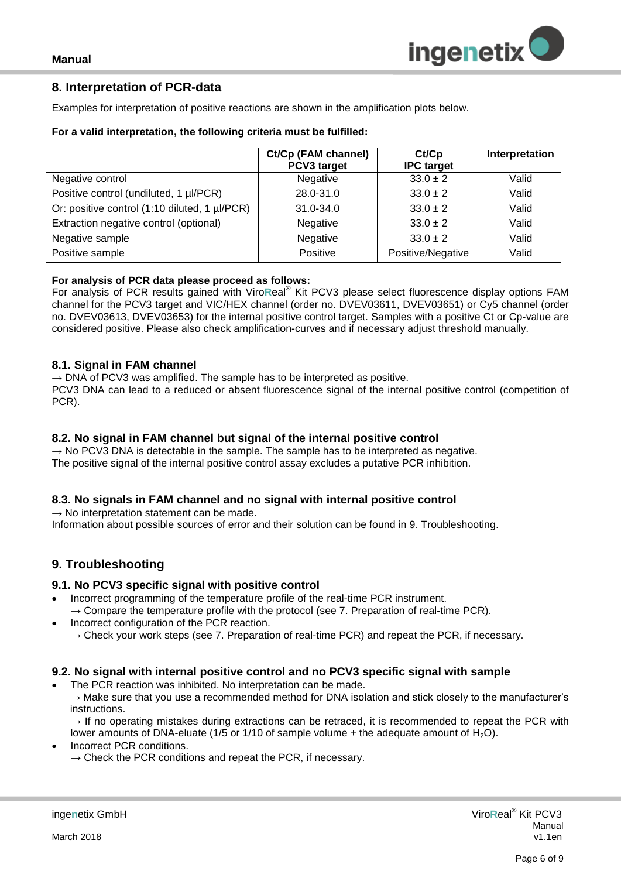## 8. Interpretation of PCR-data

Examples for interpretation of positive reactions are shown in the amplification plots below.

**For a valid interpretation, the following criteria must be fulfilled:**

| | Ct/Cp (FAM channel) PCV3 target | Ct/Cp IPC target | Interpretation |
|---|---|---|---|
| Negative control | Negative | $33.0 \pm 2$ | Valid |
| Positive control (undiluted, 1 µl/PCR) | 28.0-31.0 | $33.0 \pm 2$ | Valid |
| Or: positive control (1:10 diluted, 1 µl/PCR) | 31.0-34.0 | $33.0 \pm 2$ | Valid |
| Extraction negative control (optional) | Negative | $33.0 \pm 2$ | Valid |
| Negative sample | Negative | $33.0 \pm 2$ | Valid |
| Positive sample | Positive | Positive/Negative | Valid |

**For analysis of PCR data please proceed as follows:**
For analysis of PCR results gained with ViroReal® Kit PCV3 please select fluorescence display options FAM channel for the PCV3 target and VIC/HEX channel (order no. DVEV03611, DVEV03651) or Cy5 channel (order no. DVEV03613, DVEV03653) for the internal positive control target. Samples with a positive Ct or Cp-value are considered positive. Please also check amplification-curves and if necessary adjust threshold manually.

### 8.1. Signal in FAM channel

→ DNA of PCV3 was amplified. The sample has to be interpreted as positive.
PCV3 DNA can lead to a reduced or absent fluorescence signal of the internal positive control (competition of PCR).

### 8.2. No signal in FAM channel but signal of the internal positive control

→ No PCV3 DNA is detectable in the sample. The sample has to be interpreted as negative.
The positive signal of the internal positive control assay excludes a putative PCR inhibition.

### 8.3. No signals in FAM channel and no signal with internal positive control

→ No interpretation statement can be made.
Information about possible sources of error and their solution can be found in 9. Troubleshooting.

## 9. Troubleshooting

### 9.1. No PCV3 specific signal with positive control

- Incorrect programming of the temperature profile of the real-time PCR instrument.
  → Compare the temperature profile with the protocol (see 7. Preparation of real-time PCR).
- Incorrect configuration of the PCR reaction.
  → Check your work steps (see 7. Preparation of real-time PCR) and repeat the PCR, if necessary.

### 9.2. No signal with internal positive control and no PCV3 specific signal with sample

- The PCR reaction was inhibited. No interpretation can be made.
  → Make sure that you use a recommended method for DNA isolation and stick closely to the manufacturer's instructions.
  → If no operating mistakes during extractions can be retraced, it is recommended to repeat the PCR with lower amounts of DNA-eluate (1/5 or 1/10 of sample volume + the adequate amount of $H_2O$).
- Incorrect PCR conditions.
  → Check the PCR conditions and repeat the PCR, if necessary.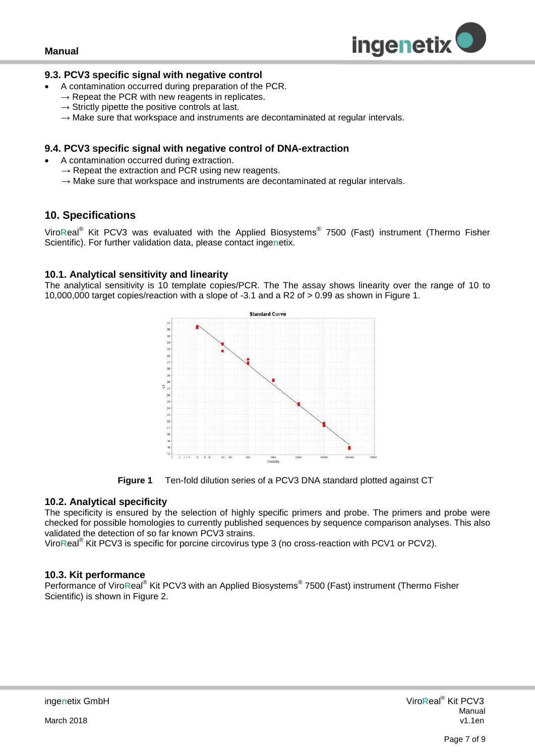### 9.3. PCV3 specific signal with negative control

- A contamination occurred during preparation of the PCR.
  → Repeat the PCR with new reagents in replicates.
  → Strictly pipette the positive controls at last.
  → Make sure that workspace and instruments are decontaminated at regular intervals.

### 9.4. PCV3 specific signal with negative control of DNA-extraction

- A contamination occurred during extraction.
  → Repeat the extraction and PCR using new reagents.
  → Make sure that workspace and instruments are decontaminated at regular intervals.

## 10. Specifications

ViroReal® Kit PCV3 was evaluated with the Applied Biosystems® 7500 (Fast) instrument (Thermo Fisher Scientific). For further validation data, please contact ingenetix.

### 10.1. Analytical sensitivity and linearity

The analytical sensitivity is 10 template copies/PCR. The The assay shows linearity over the range of 10 to 10,000,000 target copies/reaction with a slope of -3.1 and a R2 of > 0.99 as shown in Figure 1.

**Figure 1** Ten-fold dilution series of a PCV3 DNA standard plotted against CT

### 10.2. Analytical specificity

The specificity is ensured by the selection of highly specific primers and probe. The primers and probe were checked for possible homologies to currently published sequences by sequence comparison analyses. This also validated the detection of so far known PCV3 strains.
ViroReal® Kit PCV3 is specific for porcine circovirus type 3 (no cross-reaction with PCV1 or PCV2).

### 10.3. Kit performance

Performance of ViroReal® Kit PCV3 with an Applied Biosystems® 7500 (Fast) instrument (Thermo Fisher Scientific) is shown in Figure 2.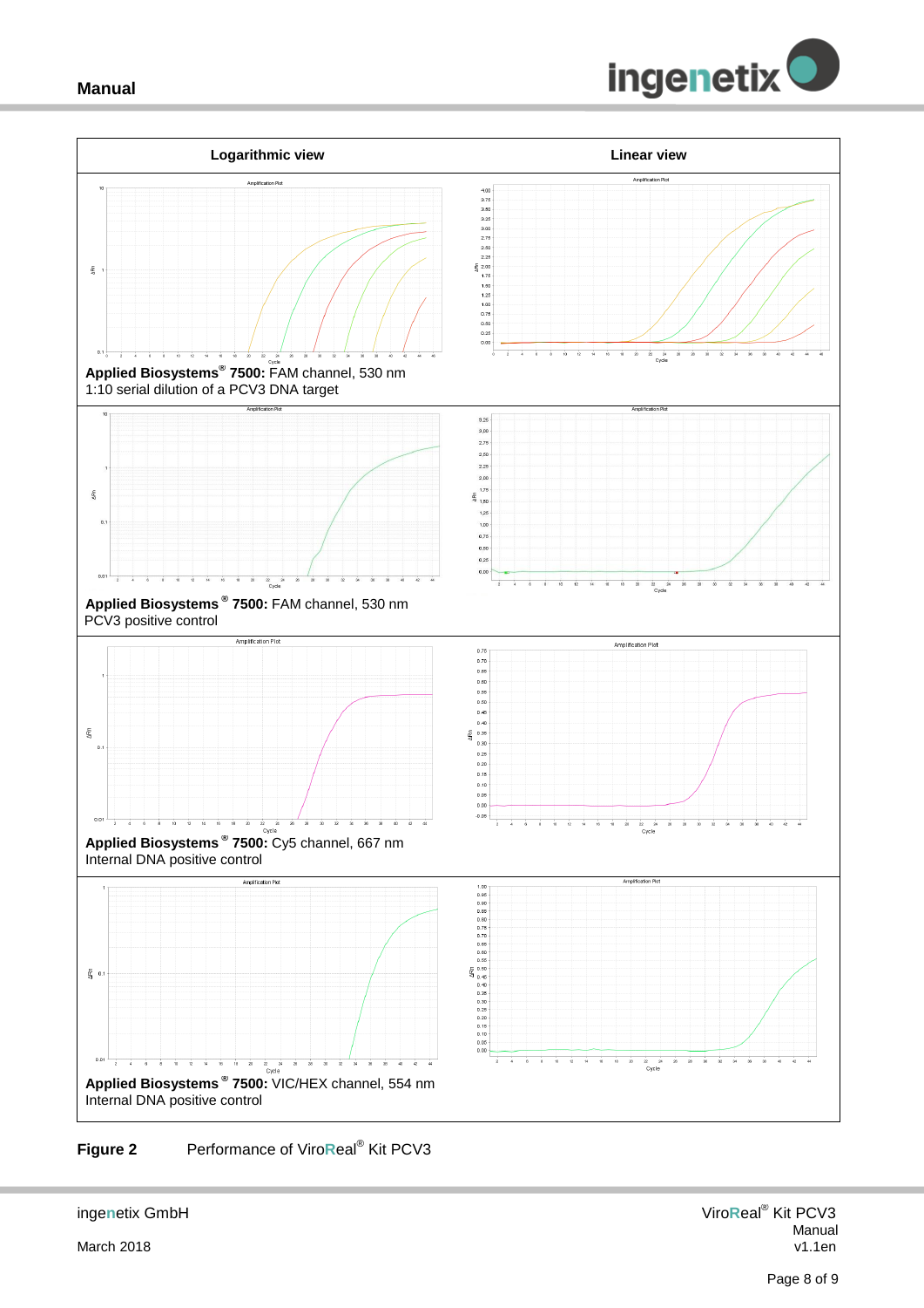| Logarithmic view | Linear view |
| --- | --- |
| **Applied Biosystems® 7500:** FAM channel, 530 nm<br>1:10 serial dilution of a PCV3 DNA target | |
| **Applied Biosystems® 7500:** FAM channel, 530 nm<br>PCV3 positive control | |
| **Applied Biosystems® 7500:** Cy5 channel, 667 nm<br>Internal DNA positive control | |
| **Applied Biosystems® 7500:** VIC/HEX channel, 554 nm<br>Internal DNA positive control | |

**Figure 2** Performance of ViroReal® Kit PCV3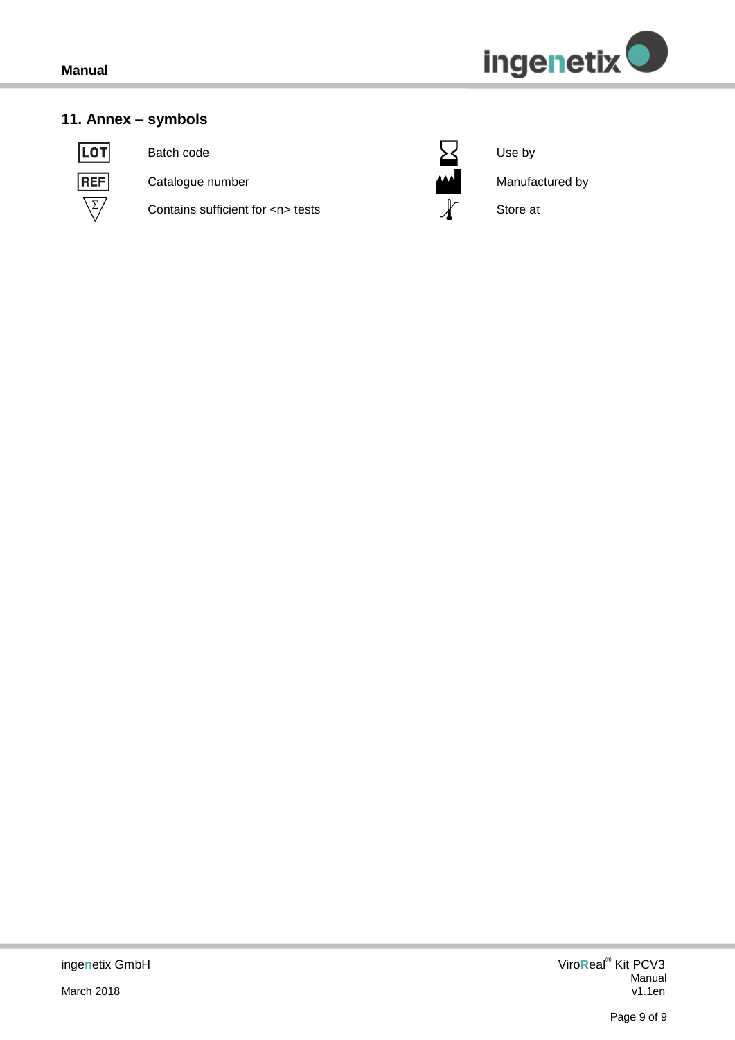## 11. Annex – symbols

| | | | |
|---|---|---|---|
| LOT | Batch code | | Use by |
| REF | Catalogue number | | Manufactured by |
| Σ | Contains sufficient for <n> tests | | Store at |